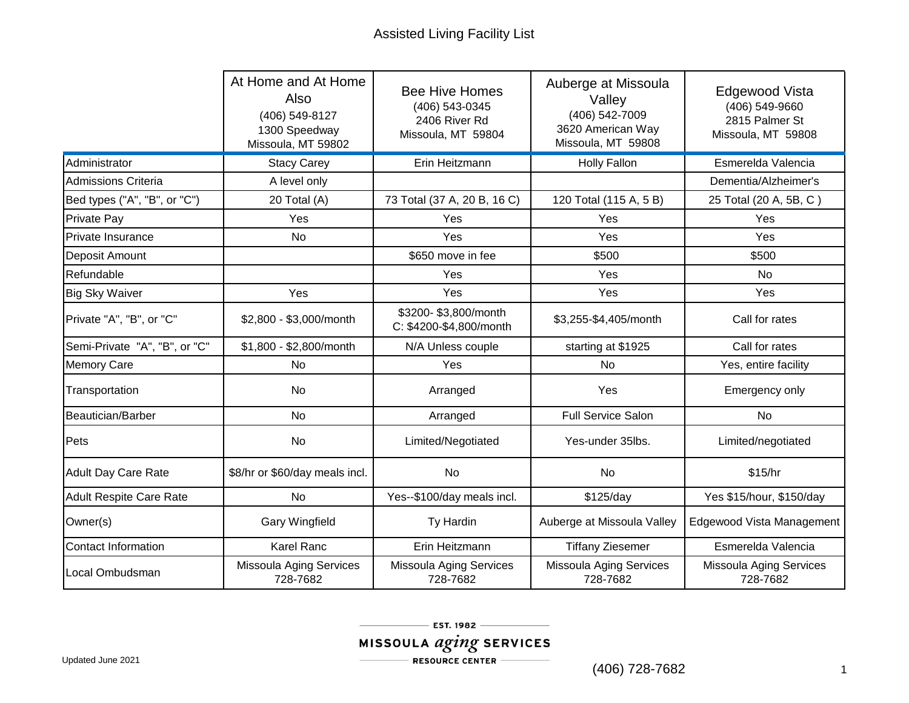# Assisted Living Facility List

| | At Home and At Home Also<br>(406) 549-8127<br>1300 Speedway<br>Missoula, MT 59802 | Bee Hive Homes<br>(406) 543-0345<br>2406 River Rd<br>Missoula, MT 59804 | Auberge at Missoula Valley<br>(406) 542-7009<br>3620 American Way<br>Missoula, MT 59808 | Edgewood Vista<br>(406) 549-9660<br>2815 Palmer St<br>Missoula, MT 59808 |
|---|---|---|---|---|
| Administrator | Stacy Carey | Erin Heitzmann | Holly Fallon | Esmerelda Valencia |
| Admissions Criteria | A level only | | | Dementia/Alzheimer's |
| Bed types ("A", "B", or "C") | 20 Total (A) | 73 Total (37 A, 20 B, 16 C) | 120 Total (115 A, 5 B) | 25 Total (20 A, 5B, C ) |
| Private Pay | Yes | Yes | Yes | Yes |
| Private Insurance | No | Yes | Yes | Yes |
| Deposit Amount | | $650 move in fee | $500 | $500 |
| Refundable | | Yes | Yes | No |
| Big Sky Waiver | Yes | Yes | Yes | Yes |
| Private "A", "B", or "C" | $2,800 - $3,000/month | $3200- $3,800/month<br>C: $4200-$4,800/month | $3,255-$4,405/month | Call for rates |
| Semi-Private "A", "B", or "C" | $1,800 - $2,800/month | N/A Unless couple | starting at $1925 | Call for rates |
| Memory Care | No | Yes | No | Yes, entire facility |
| Transportation | No | Arranged | Yes | Emergency only |
| Beautician/Barber | No | Arranged | Full Service Salon | No |
| Pets | No | Limited/Negotiated | Yes-under 35lbs. | Limited/negotiated |
| Adult Day Care Rate | $8/hr or $60/day meals incl. | No | No | $15/hr |
| Adult Respite Care Rate | No | Yes--$100/day meals incl. | $125/day | Yes $15/hour, $150/day |
| Owner(s) | Gary Wingfield | Ty Hardin | Auberge at Missoula Valley | Edgewood Vista Management |
| Contact Information | Karel Ranc | Erin Heitzmann | Tiffany Ziesemer | Esmerelda Valencia |
| Local Ombudsman | Missoula Aging Services<br>728-7682 | Missoula Aging Services<br>728-7682 | Missoula Aging Services<br>728-7682 | Missoula Aging Services<br>728-7682 |

Updated June 2021

EST. 1982
MISSOULA *aging* SERVICES
RESOURCE CENTER

(406) 728-7682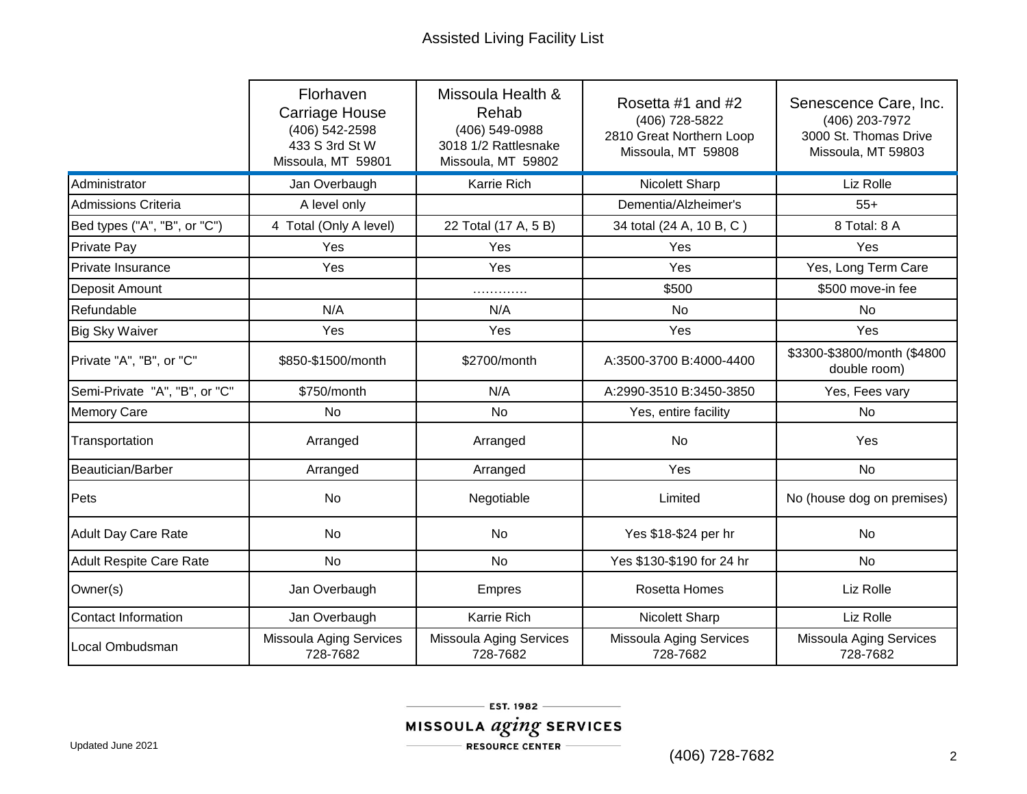# Assisted Living Facility List

| | Florhaven Carriage House (406) 542-2598 433 S 3rd St W Missoula, MT 59801 | Missoula Health & Rehab (406) 549-0988 3018 1/2 Rattlesnake Missoula, MT 59802 | Rosetta #1 and #2 (406) 728-5822 2810 Great Northern Loop Missoula, MT 59808 | Senescence Care, Inc. (406) 203-7972 3000 St. Thomas Drive Missoula, MT 59803 |
|---|---|---|---|---|
| Administrator | Jan Overbaugh | Karrie Rich | Nicolett Sharp | Liz Rolle |
| Admissions Criteria | A level only | | Dementia/Alzheimer's | 55+ |
| Bed types ("A", "B", or "C") | 4 Total (Only A level) | 22 Total (17 A, 5 B) | 34 total (24 A, 10 B, C ) | 8 Total: 8 A |
| Private Pay | Yes | Yes | Yes | Yes |
| Private Insurance | Yes | Yes | Yes | Yes, Long Term Care |
| Deposit Amount | | ………… | $500 | $500 move-in fee |
| Refundable | N/A | N/A | No | No |
| Big Sky Waiver | Yes | Yes | Yes | Yes |
| Private "A", "B", or "C" | $850-$1500/month | $2700/month | A:3500-3700 B:4000-4400 | $3300-$3800/month ($4800 double room) |
| Semi-Private "A", "B", or "C" | $750/month | N/A | A:2990-3510 B:3450-3850 | Yes, Fees vary |
| Memory Care | No | No | Yes, entire facility | No |
| Transportation | Arranged | Arranged | No | Yes |
| Beautician/Barber | Arranged | Arranged | Yes | No |
| Pets | No | Negotiable | Limited | No (house dog on premises) |
| Adult Day Care Rate | No | No | Yes $18-$24 per hr | No |
| Adult Respite Care Rate | No | No | Yes $130-$190 for 24 hr | No |
| Owner(s) | Jan Overbaugh | Empres | Rosetta Homes | Liz Rolle |
| Contact Information | Jan Overbaugh | Karrie Rich | Nicolett Sharp | Liz Rolle |
| Local Ombudsman | Missoula Aging Services 728-7682 | Missoula Aging Services 728-7682 | Missoula Aging Services 728-7682 | Missoula Aging Services 728-7682 |

Updated June 2021

EST. 1982 MISSOULA *aging* SERVICES RESOURCE CENTER

(406) 728-7682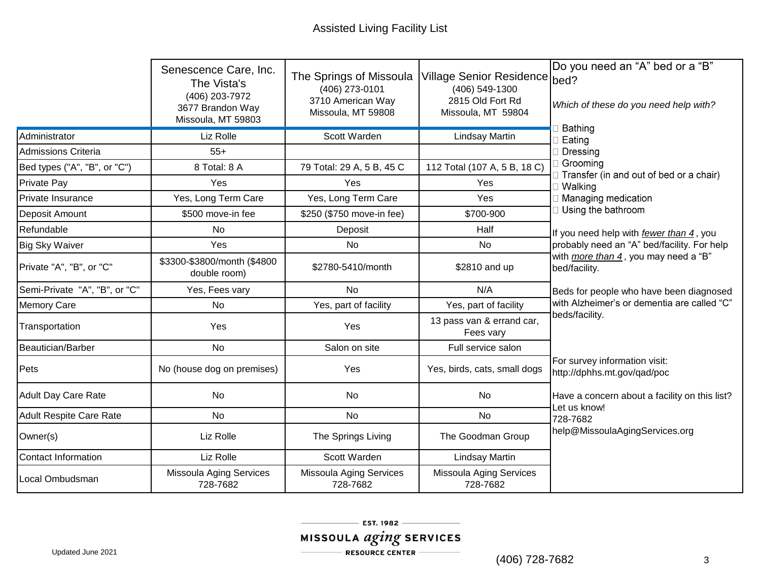# Assisted Living Facility List

| | Senescence Care, Inc. The Vista's (406) 203-7972 3677 Brandon Way Missoula, MT 59803 | The Springs of Missoula (406) 273-0101 3710 American Way Missoula, MT 59808 | Village Senior Residence (406) 549-1300 2815 Old Fort Rd Missoula, MT 59804 |
|---|---|---|---|
| Administrator | Liz Rolle | Scott Warden | Lindsay Martin |
| Admissions Criteria | 55+ | | |
| Bed types ("A", "B", or "C") | 8 Total: 8 A | 79 Total: 29 A, 5 B, 45 C | 112 Total (107 A, 5 B, 18 C) |
| Private Pay | Yes | Yes | Yes |
| Private Insurance | Yes, Long Term Care | Yes, Long Term Care | Yes |
| Deposit Amount | $500 move-in fee | $250 ($750 move-in fee) | $700-900 |
| Refundable | No | Deposit | Half |
| Big Sky Waiver | Yes | No | No |
| Private "A", "B", or "C" | $3300-$3800/month ($4800 double room) | $2780-5410/month | $2810 and up |
| Semi-Private "A", "B", or "C" | Yes, Fees vary | No | N/A |
| Memory Care | No | Yes, part of facility | Yes, part of facility |
| Transportation | Yes | Yes | 13 pass van & errand car, Fees vary |
| Beautician/Barber | No | Salon on site | Full service salon |
| Pets | No (house dog on premises) | Yes | Yes, birds, cats, small dogs |
| Adult Day Care Rate | No | No | No |
| Adult Respite Care Rate | No | No | No |
| Owner(s) | Liz Rolle | The Springs Living | The Goodman Group |
| Contact Information | Liz Rolle | Scott Warden | Lindsay Martin |
| Local Ombudsman | Missoula Aging Services 728-7682 | Missoula Aging Services 728-7682 | Missoula Aging Services 728-7682 |

## Do you need an "A" bed or a "B" bed?

*Which of these do you need help with?*

- Bathing
- Eating
- Dressing
- Grooming
- Transfer (in and out of bed or a chair)
- Walking
- Managing medication
- Using the bathroom

If you need help with ***fewer than 4***, you probably need an "A" bed/facility. For help with ***more than 4***, you may need a "B" bed/facility.

Beds for people who have been diagnosed with Alzheimer's or dementia are called "C" beds/facility.

For survey information visit: http://dphhs.mt.gov/qad/poc

Have a concern about a facility on this list? Let us know!
728-7682
help@MissoulaAgingServices.org

EST. 1982
MISSOULA *aging* SERVICES
RESOURCE CENTER

Updated June 2021

(406) 728-7682